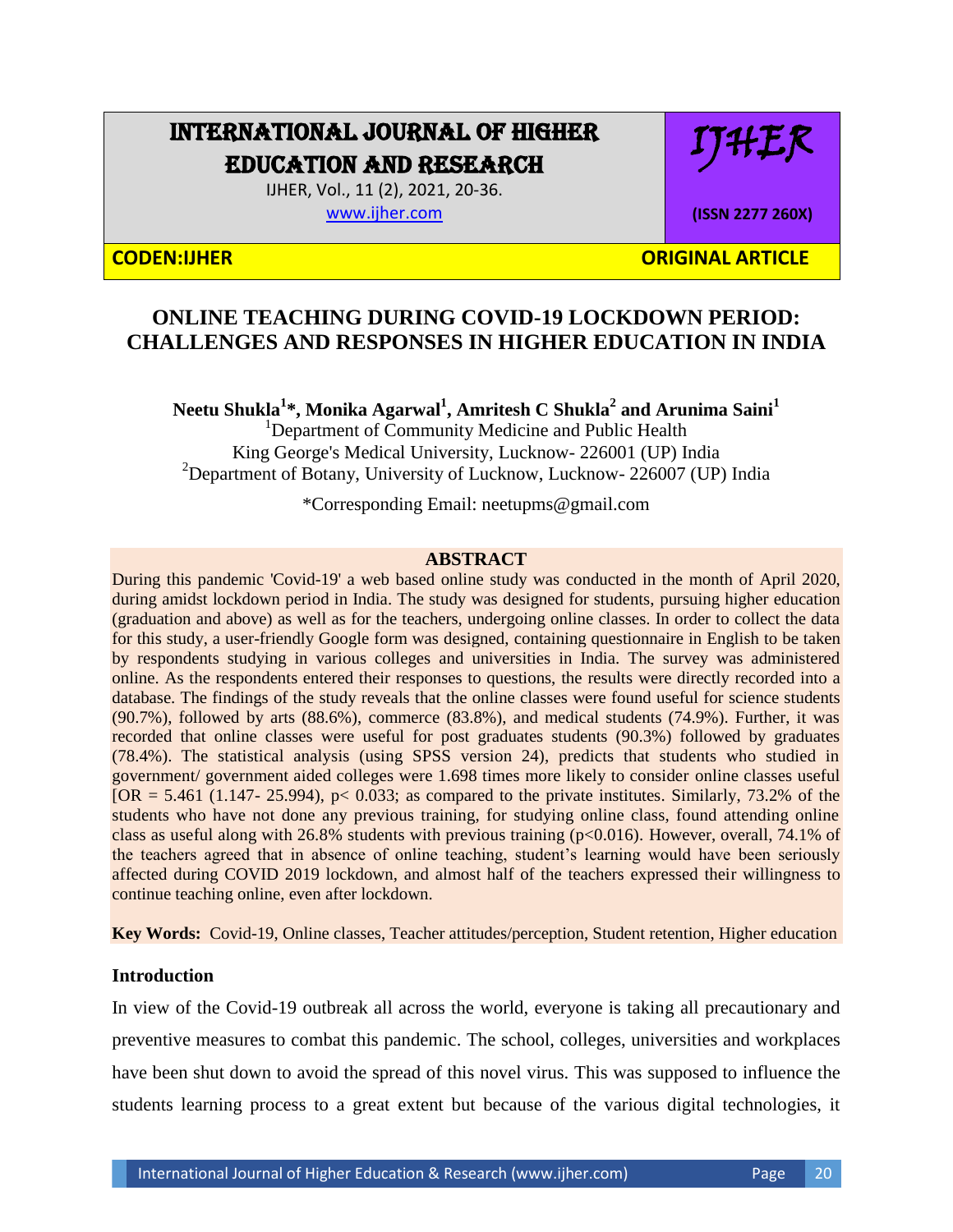# ONLINE TEACHING DURING COVID-19 LOCKDOWN PERIOD: CHALLENGES AND RESPONSES IN HIGHER EDUCATION IN INDIA

**Neetu Shukla[1]\*, Monika Agarwal[1], Amritesh C Shukla[2] and Arunima Saini[1]**

[1]Department of Community Medicine and Public Health
King George's Medical University, Lucknow- 226001 (UP) India
[2]Department of Botany, University of Lucknow, Lucknow- 226007 (UP) India

\*Corresponding Email: neetupms@gmail.com

## ABSTRACT

During this pandemic 'Covid-19' a web based online study was conducted in the month of April 2020, during amidst lockdown period in India. The study was designed for students, pursuing higher education (graduation and above) as well as for the teachers, undergoing online classes. In order to collect the data for this study, a user-friendly Google form was designed, containing questionnaire in English to be taken by respondents studying in various colleges and universities in India. The survey was administered online. As the respondents entered their responses to questions, the results were directly recorded into a database. The findings of the study reveals that the online classes were found useful for science students (90.7%), followed by arts (88.6%), commerce (83.8%), and medical students (74.9%). Further, it was recorded that online classes were useful for post graduates students (90.3%) followed by graduates (78.4%). The statistical analysis (using SPSS version 24), predicts that students who studied in government/ government aided colleges were 1.698 times more likely to consider online classes useful [OR = 5.461 (1.147- 25.994), $p< 0.033$; as compared to the private institutes. Similarly, 73.2% of the students who have not done any previous training, for studying online class, found attending online class as useful along with 26.8% students with previous training ($p<0.016$). However, overall, 74.1% of the teachers agreed that in absence of online teaching, student's learning would have been seriously affected during COVID 2019 lockdown, and almost half of the teachers expressed their willingness to continue teaching online, even after lockdown.

**Key Words:** Covid-19, Online classes, Teacher attitudes/perception, Student retention, Higher education

## Introduction

In view of the Covid-19 outbreak all across the world, everyone is taking all precautionary and preventive measures to combat this pandemic. The school, colleges, universities and workplaces have been shut down to avoid the spread of this novel virus. This was supposed to influence the students learning process to a great extent but because of the various digital technologies, it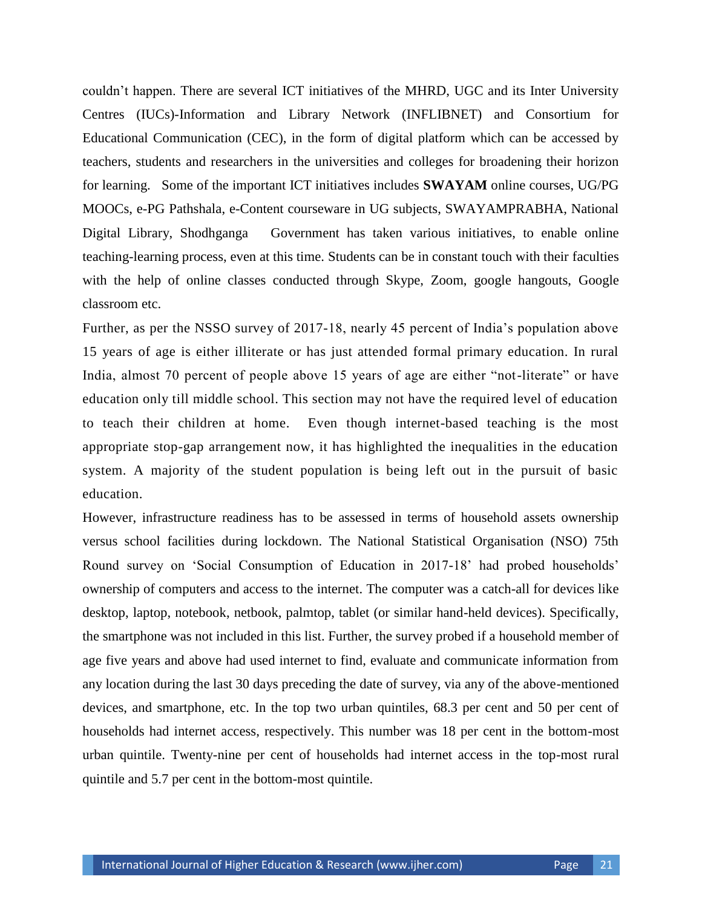couldn't happen. There are several ICT initiatives of the MHRD, UGC and its Inter University Centres (IUCs)-Information and Library Network (INFLIBNET) and Consortium for Educational Communication (CEC), in the form of digital platform which can be accessed by teachers, students and researchers in the universities and colleges for broadening their horizon for learning. Some of the important ICT initiatives includes **SWAYAM** online courses, UG/PG MOOCs, e-PG Pathshala, e-Content courseware in UG subjects, SWAYAMPRABHA, National Digital Library, Shodhganga Government has taken various initiatives, to enable online teaching-learning process, even at this time. Students can be in constant touch with their faculties with the help of online classes conducted through Skype, Zoom, google hangouts, Google classroom etc.

Further, as per the NSSO survey of 2017-18, nearly 45 percent of India's population above 15 years of age is either illiterate or has just attended formal primary education. In rural India, almost 70 percent of people above 15 years of age are either "not-literate" or have education only till middle school. This section may not have the required level of education to teach their children at home. Even though internet-based teaching is the most appropriate stop-gap arrangement now, it has highlighted the inequalities in the education system. A majority of the student population is being left out in the pursuit of basic education.

However, infrastructure readiness has to be assessed in terms of household assets ownership versus school facilities during lockdown. The National Statistical Organisation (NSO) 75th Round survey on 'Social Consumption of Education in 2017-18' had probed households' ownership of computers and access to the internet. The computer was a catch-all for devices like desktop, laptop, notebook, netbook, palmtop, tablet (or similar hand-held devices). Specifically, the smartphone was not included in this list. Further, the survey probed if a household member of age five years and above had used internet to find, evaluate and communicate information from any location during the last 30 days preceding the date of survey, via any of the above-mentioned devices, and smartphone, etc. In the top two urban quintiles, 68.3 per cent and 50 per cent of households had internet access, respectively. This number was 18 per cent in the bottom-most urban quintile. Twenty-nine per cent of households had internet access in the top-most rural quintile and 5.7 per cent in the bottom-most quintile.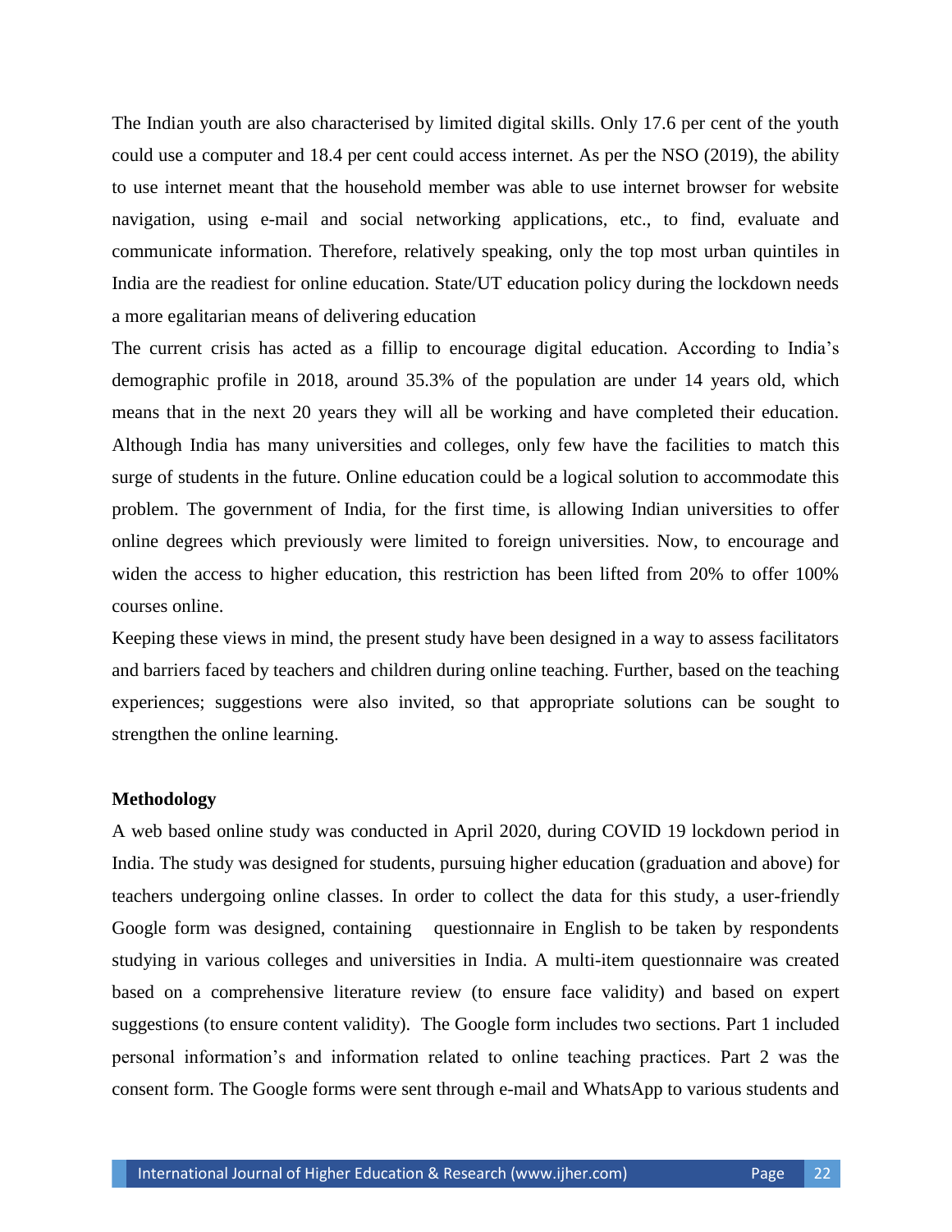The Indian youth are also characterised by limited digital skills. Only 17.6 per cent of the youth could use a computer and 18.4 per cent could access internet. As per the NSO (2019), the ability to use internet meant that the household member was able to use internet browser for website navigation, using e-mail and social networking applications, etc., to find, evaluate and communicate information. Therefore, relatively speaking, only the top most urban quintiles in India are the readiest for online education. State/UT education policy during the lockdown needs a more egalitarian means of delivering education

The current crisis has acted as a fillip to encourage digital education. According to India's demographic profile in 2018, around 35.3% of the population are under 14 years old, which means that in the next 20 years they will all be working and have completed their education. Although India has many universities and colleges, only few have the facilities to match this surge of students in the future. Online education could be a logical solution to accommodate this problem. The government of India, for the first time, is allowing Indian universities to offer online degrees which previously were limited to foreign universities. Now, to encourage and widen the access to higher education, this restriction has been lifted from 20% to offer 100% courses online.

Keeping these views in mind, the present study have been designed in a way to assess facilitators and barriers faced by teachers and children during online teaching. Further, based on the teaching experiences; suggestions were also invited, so that appropriate solutions can be sought to strengthen the online learning.

**Methodology**

A web based online study was conducted in April 2020, during COVID 19 lockdown period in India. The study was designed for students, pursuing higher education (graduation and above) for teachers undergoing online classes. In order to collect the data for this study, a user-friendly Google form was designed, containing questionnaire in English to be taken by respondents studying in various colleges and universities in India. A multi-item questionnaire was created based on a comprehensive literature review (to ensure face validity) and based on expert suggestions (to ensure content validity). The Google form includes two sections. Part 1 included personal information's and information related to online teaching practices. Part 2 was the consent form. The Google forms were sent through e-mail and WhatsApp to various students and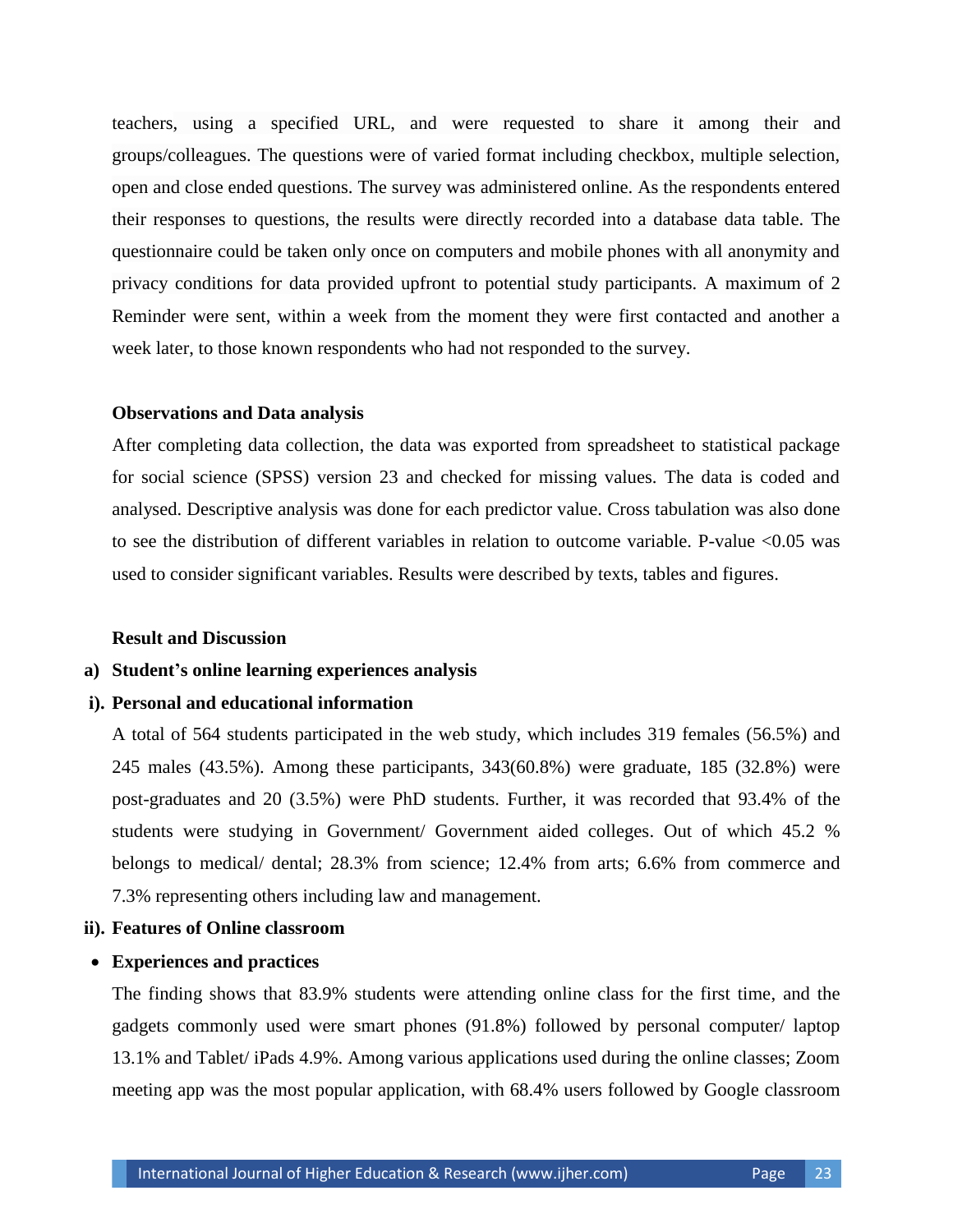teachers, using a specified URL, and were requested to share it among their and groups/colleagues. The questions were of varied format including checkbox, multiple selection, open and close ended questions. The survey was administered online. As the respondents entered their responses to questions, the results were directly recorded into a database data table. The questionnaire could be taken only once on computers and mobile phones with all anonymity and privacy conditions for data provided upfront to potential study participants. A maximum of 2 Reminder were sent, within a week from the moment they were first contacted and another a week later, to those known respondents who had not responded to the survey.

**Observations and Data analysis**

After completing data collection, the data was exported from spreadsheet to statistical package for social science (SPSS) version 23 and checked for missing values. The data is coded and analysed. Descriptive analysis was done for each predictor value. Cross tabulation was also done to see the distribution of different variables in relation to outcome variable. P-value <0.05 was used to consider significant variables. Results were described by texts, tables and figures.

**Result and Discussion**

**a) Student's online learning experiences analysis**

**i). Personal and educational information**

A total of 564 students participated in the web study, which includes 319 females (56.5%) and 245 males (43.5%). Among these participants, 343(60.8%) were graduate, 185 (32.8%) were post-graduates and 20 (3.5%) were PhD students. Further, it was recorded that 93.4% of the students were studying in Government/ Government aided colleges. Out of which 45.2 % belongs to medical/ dental; 28.3% from science; 12.4% from arts; 6.6% from commerce and 7.3% representing others including law and management.

**ii). Features of Online classroom**

- **Experiences and practices**

The finding shows that 83.9% students were attending online class for the first time, and the gadgets commonly used were smart phones (91.8%) followed by personal computer/ laptop 13.1% and Tablet/ iPads 4.9%. Among various applications used during the online classes; Zoom meeting app was the most popular application, with 68.4% users followed by Google classroom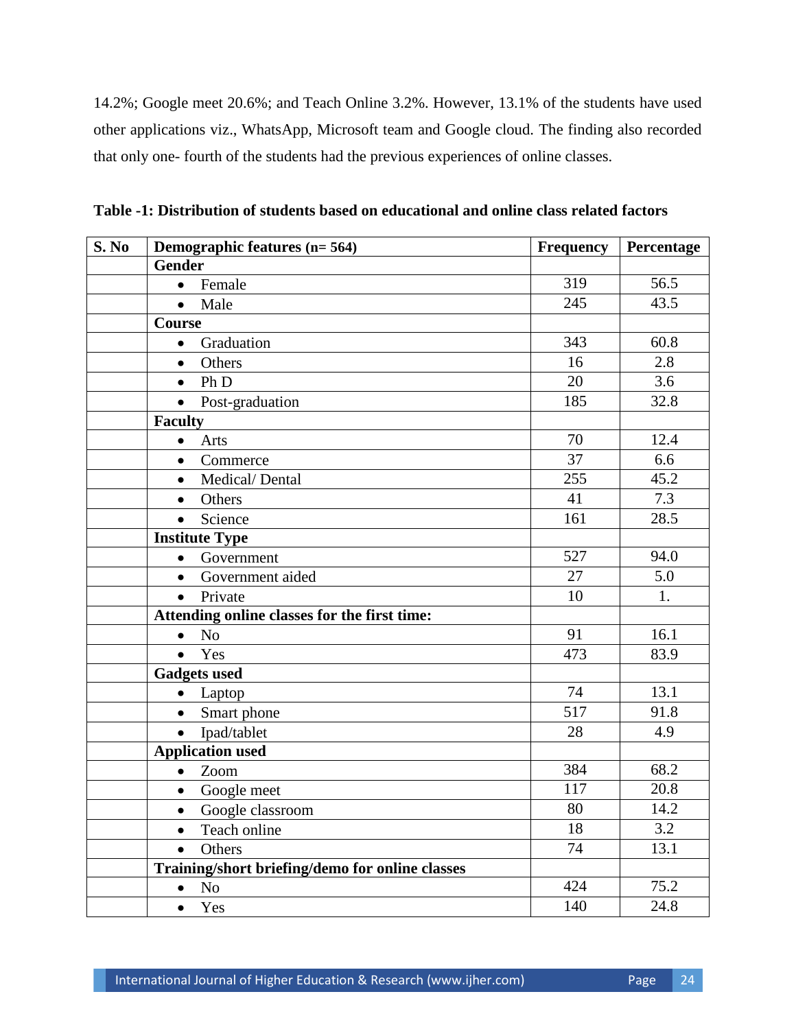14.2%; Google meet 20.6%; and Teach Online 3.2%. However, 13.1% of the students have used other applications viz., WhatsApp, Microsoft team and Google cloud. The finding also recorded that only one- fourth of the students had the previous experiences of online classes.

**Table -1: Distribution of students based on educational and online class related factors**

| S. No | Demographic features (n= 564) | Frequency | Percentage |
|---|---|---|---|
| | **Gender** | | |
| | • Female | 319 | 56.5 |
| | • Male | 245 | 43.5 |
| | **Course** | | |
| | • Graduation | 343 | 60.8 |
| | • Others | 16 | 2.8 |
| | • Ph D | 20 | 3.6 |
| | • Post-graduation | 185 | 32.8 |
| | **Faculty** | | |
| | • Arts | 70 | 12.4 |
| | • Commerce | 37 | 6.6 |
| | • Medical/ Dental | 255 | 45.2 |
| | • Others | 41 | 7.3 |
| | • Science | 161 | 28.5 |
| | **Institute Type** | | |
| | • Government | 527 | 94.0 |
| | • Government aided | 27 | 5.0 |
| | • Private | 10 | 1. |
| | **Attending online classes for the first time:** | | |
| | • No | 91 | 16.1 |
| | • Yes | 473 | 83.9 |
| | **Gadgets used** | | |
| | • Laptop | 74 | 13.1 |
| | • Smart phone | 517 | 91.8 |
| | • Ipad/tablet | 28 | 4.9 |
| | **Application used** | | |
| | • Zoom | 384 | 68.2 |
| | • Google meet | 117 | 20.8 |
| | • Google classroom | 80 | 14.2 |
| | • Teach online | 18 | 3.2 |
| | • Others | 74 | 13.1 |
| | **Training/short briefing/demo for online classes** | | |
| | • No | 424 | 75.2 |
| | • Yes | 140 | 24.8 |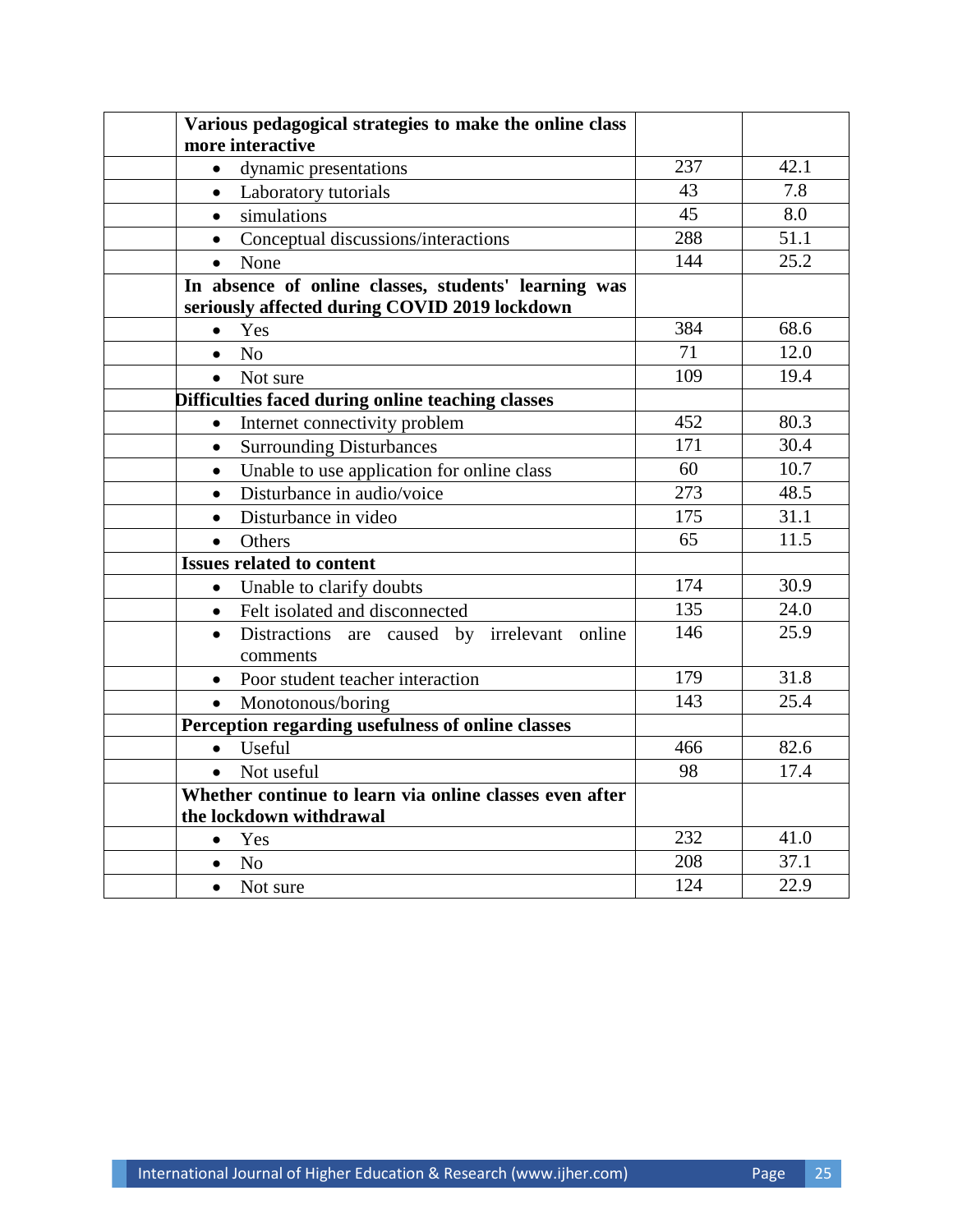| | | | |
|---|---|---|---|
| | **Various pedagogical strategies to make the online class more interactive** | | |
| | • dynamic presentations | 237 | 42.1 |
| | • Laboratory tutorials | 43 | 7.8 |
| | • simulations | 45 | 8.0 |
| | • Conceptual discussions/interactions | 288 | 51.1 |
| | • None | 144 | 25.2 |
| | **In absence of online classes, students' learning was seriously affected during COVID 2019 lockdown** | | |
| | • Yes | 384 | 68.6 |
| | • No | 71 | 12.0 |
| | • Not sure | 109 | 19.4 |
| | **Difficulties faced during online teaching classes** | | |
| | • Internet connectivity problem | 452 | 80.3 |
| | • Surrounding Disturbances | 171 | 30.4 |
| | • Unable to use application for online class | 60 | 10.7 |
| | • Disturbance in audio/voice | 273 | 48.5 |
| | • Disturbance in video | 175 | 31.1 |
| | • Others | 65 | 11.5 |
| | **Issues related to content** | | |
| | • Unable to clarify doubts | 174 | 30.9 |
| | • Felt isolated and disconnected | 135 | 24.0 |
| | • Distractions are caused by irrelevant online comments | 146 | 25.9 |
| | • Poor student teacher interaction | 179 | 31.8 |
| | • Monotonous/boring | 143 | 25.4 |
| | **Perception regarding usefulness of online classes** | | |
| | • Useful | 466 | 82.6 |
| | • Not useful | 98 | 17.4 |
| | **Whether continue to learn via online classes even after the lockdown withdrawal** | | |
| | • Yes | 232 | 41.0 |
| | • No | 208 | 37.1 |
| | • Not sure | 124 | 22.9 |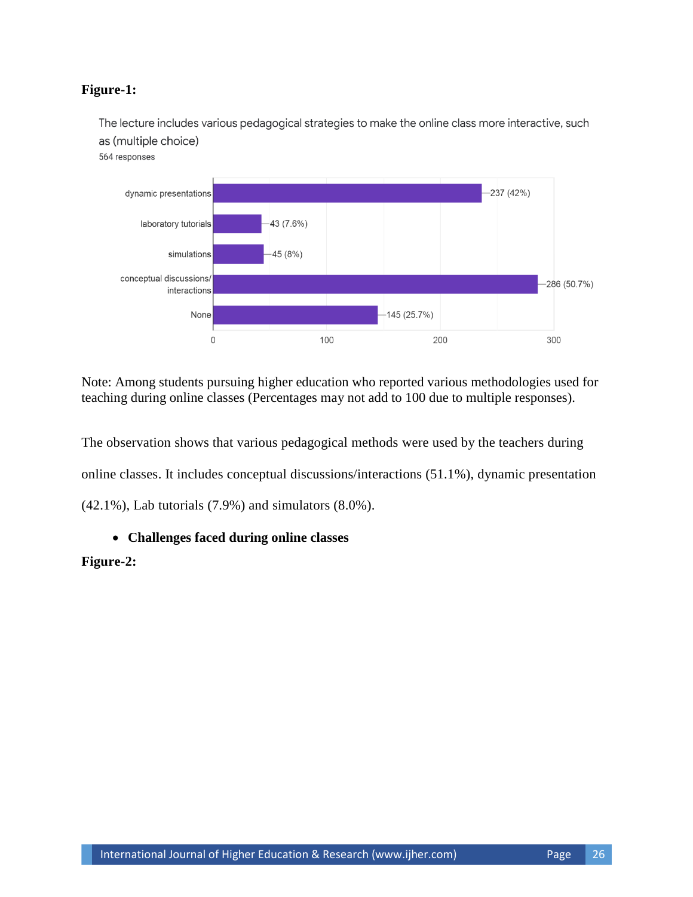**Figure-1:**

The lecture includes various pedagogical strategies to make the online class more interactive, such as (multiple choice)
564 responses

| Strategy | Responses |
|---|---|
| dynamic presentations | 237 (42%) |
| laboratory tutorials | 43 (7.6%) |
| simulations | 45 (8%) |
| conceptual discussions/ interactions | 286 (50.7%) |
| None | 145 (25.7%) |

Note: Among students pursuing higher education who reported various methodologies used for teaching during online classes (Percentages may not add to 100 due to multiple responses).

The observation shows that various pedagogical methods were used by the teachers during online classes. It includes conceptual discussions/interactions (51.1%), dynamic presentation (42.1%), Lab tutorials (7.9%) and simulators (8.0%).

- **Challenges faced during online classes**

**Figure-2:**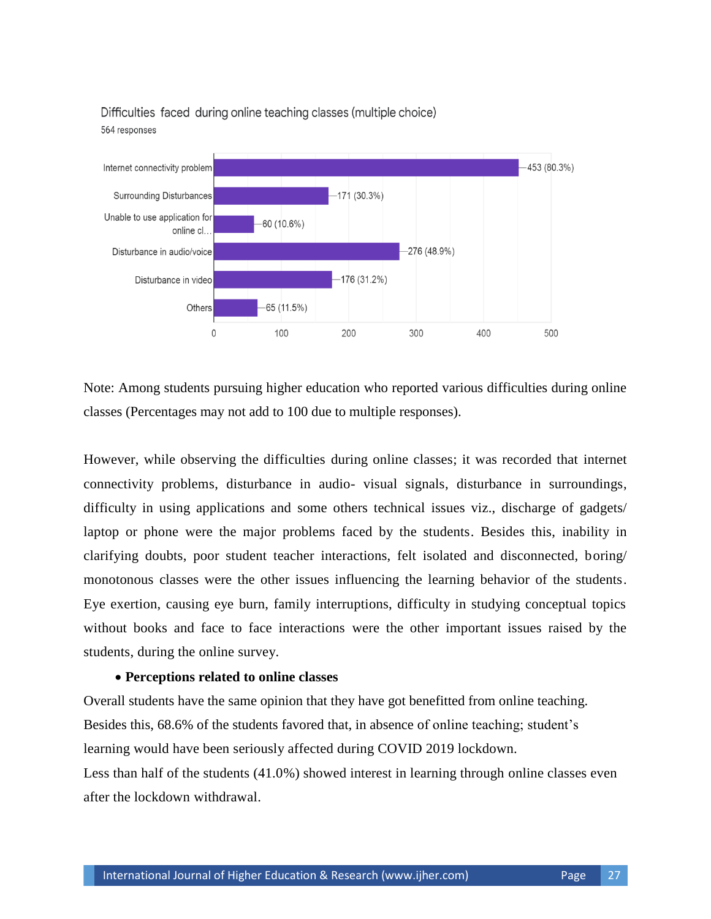Difficulties faced during online teaching classes (multiple choice)

564 responses

| Difficulty | Responses |
|---|---|
| Internet connectivity problem | 453 (80.3%) |
| Surrounding Disturbances | 171 (30.3%) |
| Unable to use application for online cl... | 60 (10.6%) |
| Disturbance in audio/voice | 276 (48.9%) |
| Disturbance in video | 176 (31.2%) |
| Others | 65 (11.5%) |

Note: Among students pursuing higher education who reported various difficulties during online classes (Percentages may not add to 100 due to multiple responses).

However, while observing the difficulties during online classes; it was recorded that internet connectivity problems, disturbance in audio- visual signals, disturbance in surroundings, difficulty in using applications and some others technical issues viz., discharge of gadgets/ laptop or phone were the major problems faced by the students. Besides this, inability in clarifying doubts, poor student teacher interactions, felt isolated and disconnected, boring/ monotonous classes were the other issues influencing the learning behavior of the students. Eye exertion, causing eye burn, family interruptions, difficulty in studying conceptual topics without books and face to face interactions were the other important issues raised by the students, during the online survey.

- **Perceptions related to online classes**

Overall students have the same opinion that they have got benefitted from online teaching. Besides this, 68.6% of the students favored that, in absence of online teaching; student's learning would have been seriously affected during COVID 2019 lockdown.

Less than half of the students (41.0%) showed interest in learning through online classes even after the lockdown withdrawal.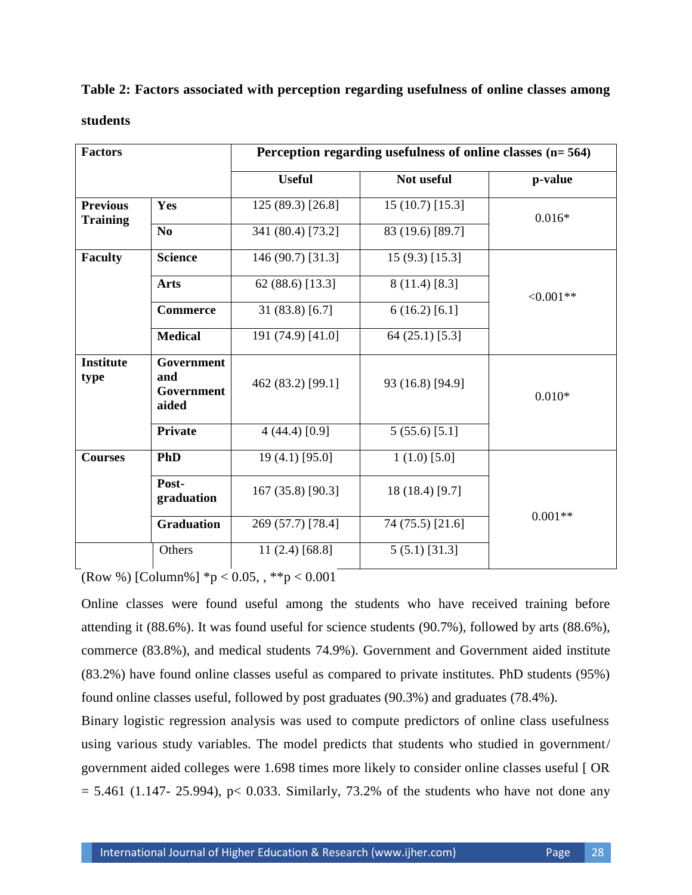**Table 2: Factors associated with perception regarding usefulness of online classes among students**

| Factors | | Perception regarding usefulness of online classes (n= 564) | | |
|---|---|---|---|---|
| | | Useful | Not useful | p-value |
| **Previous Training** | **Yes** | 125 (89.3) [26.8] | 15 (10.7) [15.3] | 0.016* |
| | **No** | 341 (80.4) [73.2] | 83 (19.6) [89.7] | |
| **Faculty** | **Science** | 146 (90.7) [31.3] | 15 (9.3) [15.3] | <0.001** |
| | **Arts** | 62 (88.6) [13.3] | 8 (11.4) [8.3] | |
| | **Commerce** | 31 (83.8) [6.7] | 6 (16.2) [6.1] | |
| | **Medical** | 191 (74.9) [41.0] | 64 (25.1) [5.3] | |
| **Institute type** | **Government and Government aided** | 462 (83.2) [99.1] | 93 (16.8) [94.9] | 0.010* |
| | **Private** | 4 (44.4) [0.9] | 5 (55.6) [5.1] | |
| **Courses** | **PhD** | 19 (4.1) [95.0] | 1 (1.0) [5.0] | 0.001** |
| | **Post-graduation** | 167 (35.8) [90.3] | 18 (18.4) [9.7] | |
| | **Graduation** | 269 (57.7) [78.4] | 74 (75.5) [21.6] | |
| | Others | 11 (2.4) [68.8] | 5 (5.1) [31.3] | |

(Row %) [Column%] *p < 0.05, , **p < 0.001

Online classes were found useful among the students who have received training before attending it (88.6%). It was found useful for science students (90.7%), followed by arts (88.6%), commerce (83.8%), and medical students 74.9%). Government and Government aided institute (83.2%) have found online classes useful as compared to private institutes. PhD students (95%) found online classes useful, followed by post graduates (90.3%) and graduates (78.4%).

Binary logistic regression analysis was used to compute predictors of online class usefulness using various study variables. The model predicts that students who studied in government/ government aided colleges were 1.698 times more likely to consider online classes useful [ OR = 5.461 (1.147- 25.994), p< 0.033. Similarly, 73.2% of the students who have not done any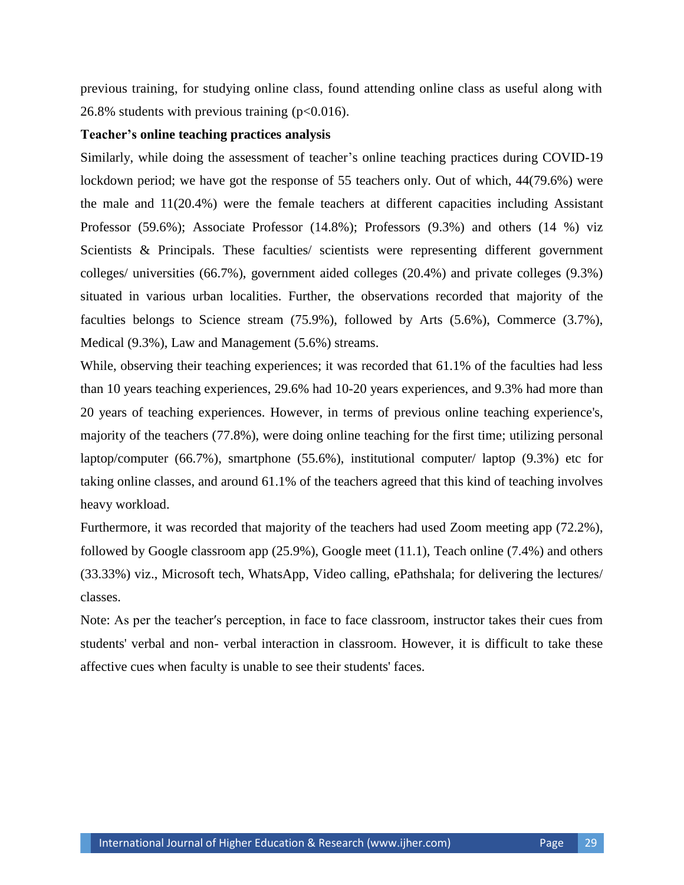previous training, for studying online class, found attending online class as useful along with 26.8% students with previous training ($p<0.016$).

**Teacher's online teaching practices analysis**

Similarly, while doing the assessment of teacher's online teaching practices during COVID-19 lockdown period; we have got the response of 55 teachers only. Out of which, 44(79.6%) were the male and 11(20.4%) were the female teachers at different capacities including Assistant Professor (59.6%); Associate Professor (14.8%); Professors (9.3%) and others (14 %) viz Scientists & Principals. These faculties/ scientists were representing different government colleges/ universities (66.7%), government aided colleges (20.4%) and private colleges (9.3%) situated in various urban localities. Further, the observations recorded that majority of the faculties belongs to Science stream (75.9%), followed by Arts (5.6%), Commerce (3.7%), Medical (9.3%), Law and Management (5.6%) streams.

While, observing their teaching experiences; it was recorded that 61.1% of the faculties had less than 10 years teaching experiences, 29.6% had 10-20 years experiences, and 9.3% had more than 20 years of teaching experiences. However, in terms of previous online teaching experience's, majority of the teachers (77.8%), were doing online teaching for the first time; utilizing personal laptop/computer (66.7%), smartphone (55.6%), institutional computer/ laptop (9.3%) etc for taking online classes, and around 61.1% of the teachers agreed that this kind of teaching involves heavy workload.

Furthermore, it was recorded that majority of the teachers had used Zoom meeting app (72.2%), followed by Google classroom app (25.9%), Google meet (11.1), Teach online (7.4%) and others (33.33%) viz., Microsoft tech, WhatsApp, Video calling, ePathshala; for delivering the lectures/ classes.

Note: As per the teacher′s perception, in face to face classroom, instructor takes their cues from students' verbal and non- verbal interaction in classroom. However, it is difficult to take these affective cues when faculty is unable to see their students' faces.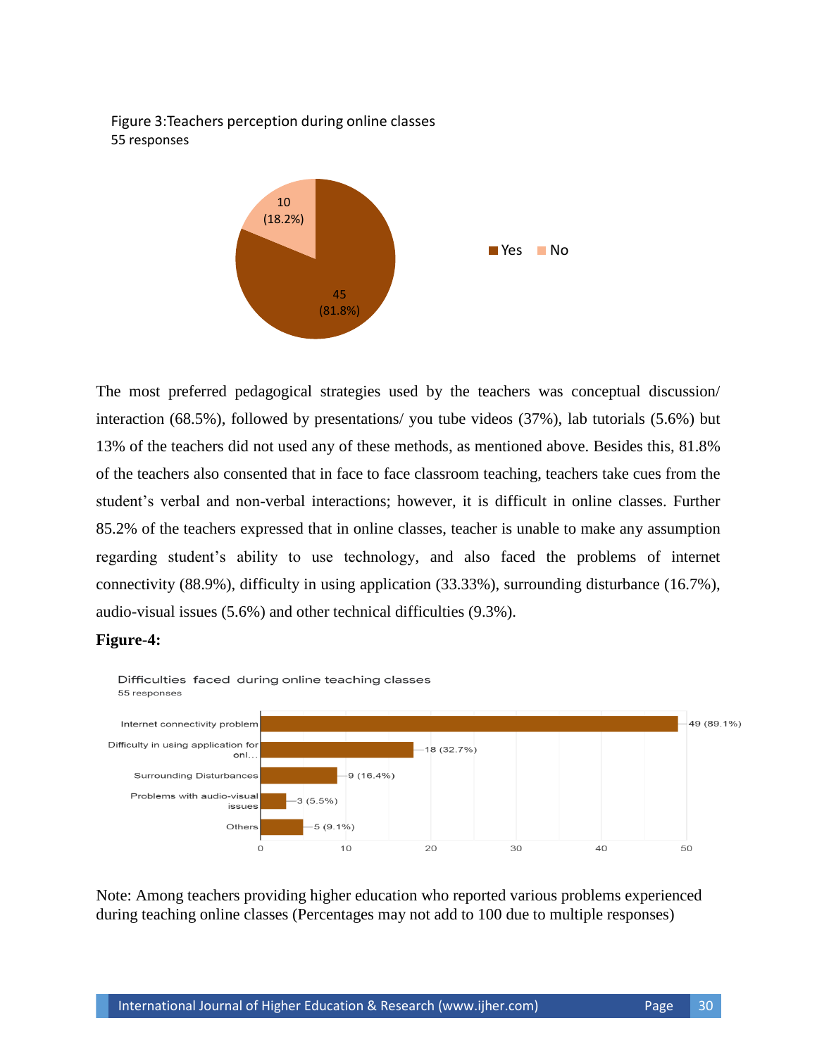Figure 3:Teachers perception during online classes
55 responses

The most preferred pedagogical strategies used by the teachers was conceptual discussion/ interaction (68.5%), followed by presentations/ you tube videos (37%), lab tutorials (5.6%) but 13% of the teachers did not used any of these methods, as mentioned above. Besides this, 81.8% of the teachers also consented that in face to face classroom teaching, teachers take cues from the student's verbal and non-verbal interactions; however, it is difficult in online classes. Further 85.2% of the teachers expressed that in online classes, teacher is unable to make any assumption regarding student's ability to use technology, and also faced the problems of internet connectivity (88.9%), difficulty in using application (33.33%), surrounding disturbance (16.7%), audio-visual issues (5.6%) and other technical difficulties (9.3%).

**Figure-4:**

Difficulties faced during online teaching classes
55 responses

Note: Among teachers providing higher education who reported various problems experienced during teaching online classes (Percentages may not add to 100 due to multiple responses)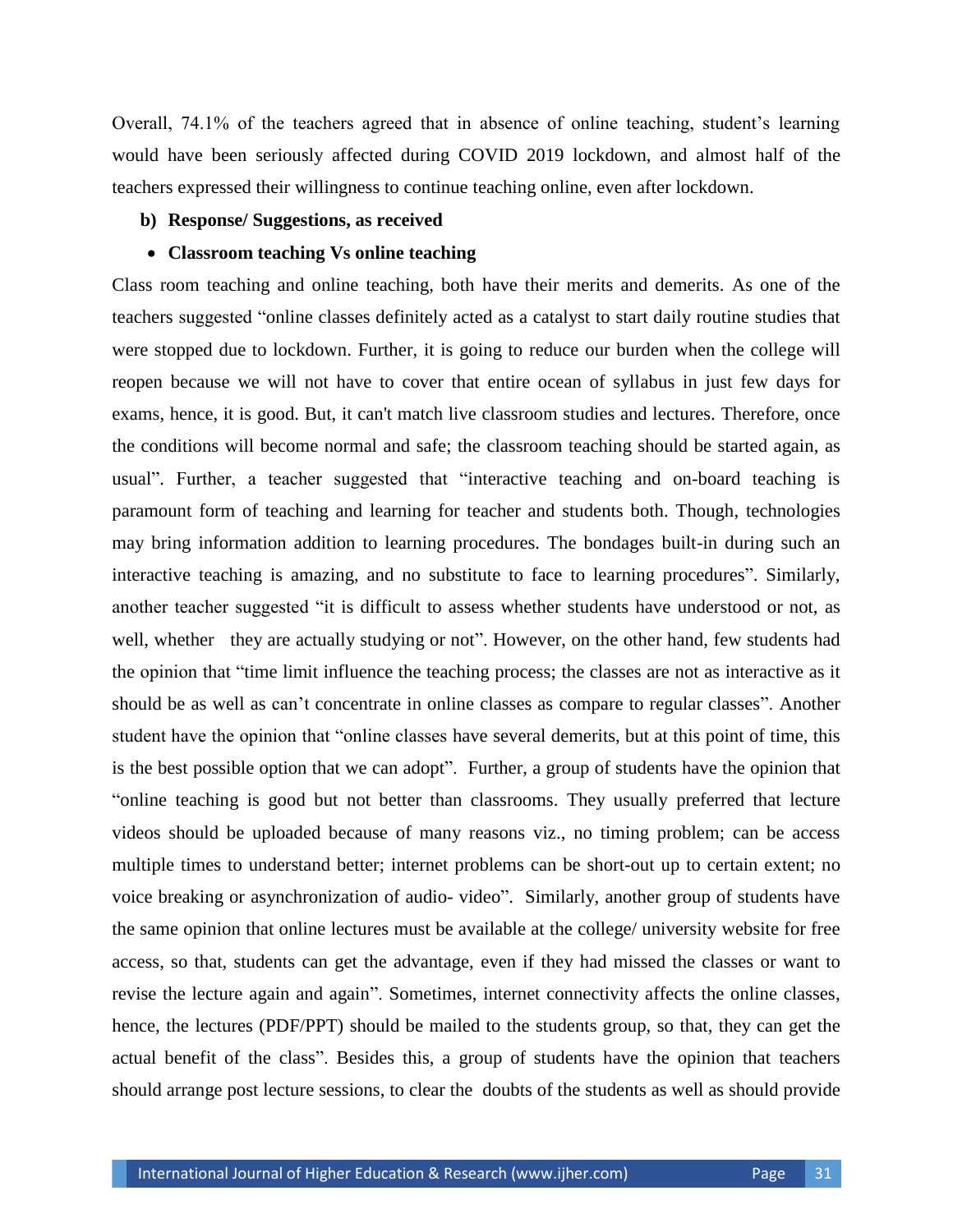Overall, 74.1% of the teachers agreed that in absence of online teaching, student's learning would have been seriously affected during COVID 2019 lockdown, and almost half of the teachers expressed their willingness to continue teaching online, even after lockdown.

**b) Response/ Suggestions, as received**

- **Classroom teaching Vs online teaching**

Class room teaching and online teaching, both have their merits and demerits. As one of the teachers suggested "online classes definitely acted as a catalyst to start daily routine studies that were stopped due to lockdown. Further, it is going to reduce our burden when the college will reopen because we will not have to cover that entire ocean of syllabus in just few days for exams, hence, it is good. But, it can't match live classroom studies and lectures. Therefore, once the conditions will become normal and safe; the classroom teaching should be started again, as usual". Further, a teacher suggested that "interactive teaching and on-board teaching is paramount form of teaching and learning for teacher and students both. Though, technologies may bring information addition to learning procedures. The bondages built-in during such an interactive teaching is amazing, and no substitute to face to learning procedures". Similarly, another teacher suggested "it is difficult to assess whether students have understood or not, as well, whether they are actually studying or not". However, on the other hand, few students had the opinion that "time limit influence the teaching process; the classes are not as interactive as it should be as well as can't concentrate in online classes as compare to regular classes". Another student have the opinion that "online classes have several demerits, but at this point of time, this is the best possible option that we can adopt". Further, a group of students have the opinion that "online teaching is good but not better than classrooms. They usually preferred that lecture videos should be uploaded because of many reasons viz., no timing problem; can be access multiple times to understand better; internet problems can be short-out up to certain extent; no voice breaking or asynchronization of audio- video". Similarly, another group of students have the same opinion that online lectures must be available at the college/ university website for free access, so that, students can get the advantage, even if they had missed the classes or want to revise the lecture again and again". Sometimes, internet connectivity affects the online classes, hence, the lectures (PDF/PPT) should be mailed to the students group, so that, they can get the actual benefit of the class". Besides this, a group of students have the opinion that teachers should arrange post lecture sessions, to clear the doubts of the students as well as should provide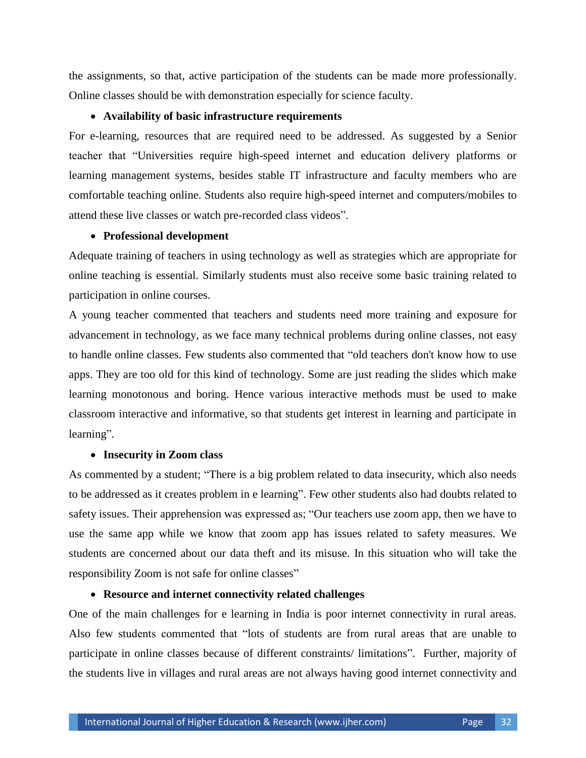the assignments, so that, active participation of the students can be made more professionally. Online classes should be with demonstration especially for science faculty.

- **Availability of basic infrastructure requirements**

For e-learning, resources that are required need to be addressed. As suggested by a Senior teacher that "Universities require high-speed internet and education delivery platforms or learning management systems, besides stable IT infrastructure and faculty members who are comfortable teaching online. Students also require high-speed internet and computers/mobiles to attend these live classes or watch pre-recorded class videos".

- **Professional development**

Adequate training of teachers in using technology as well as strategies which are appropriate for online teaching is essential. Similarly students must also receive some basic training related to participation in online courses.

A young teacher commented that teachers and students need more training and exposure for advancement in technology, as we face many technical problems during online classes, not easy to handle online classes. Few students also commented that "old teachers don't know how to use apps. They are too old for this kind of technology. Some are just reading the slides which make learning monotonous and boring. Hence various interactive methods must be used to make classroom interactive and informative, so that students get interest in learning and participate in learning".

- **Insecurity in Zoom class**

As commented by a student; "There is a big problem related to data insecurity, which also needs to be addressed as it creates problem in e learning". Few other students also had doubts related to safety issues. Their apprehension was expressed as; "Our teachers use zoom app, then we have to use the same app while we know that zoom app has issues related to safety measures. We students are concerned about our data theft and its misuse. In this situation who will take the responsibility Zoom is not safe for online classes"

- **Resource and internet connectivity related challenges**

One of the main challenges for e learning in India is poor internet connectivity in rural areas. Also few students commented that "lots of students are from rural areas that are unable to participate in online classes because of different constraints/ limitations". Further, majority of the students live in villages and rural areas are not always having good internet connectivity and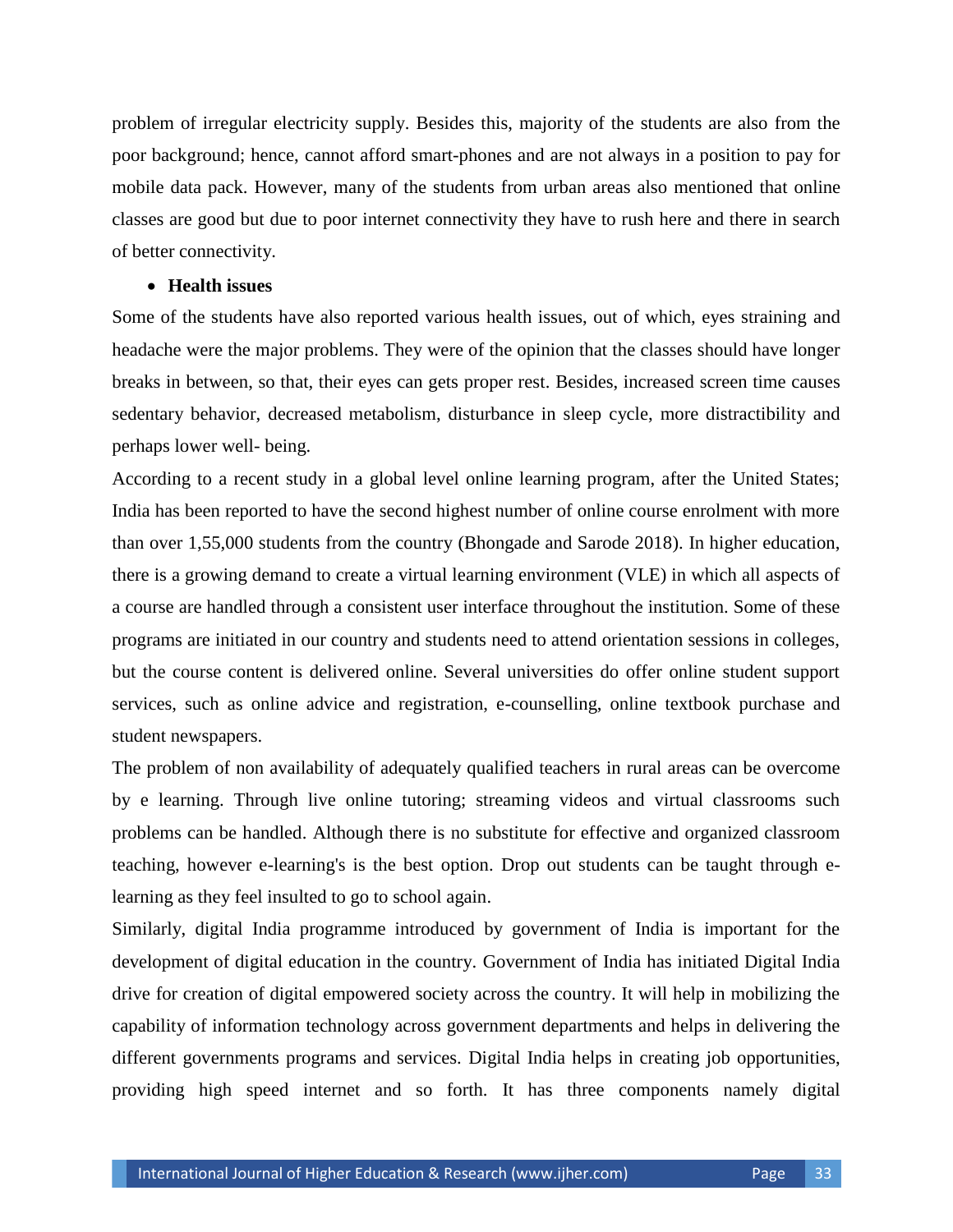problem of irregular electricity supply. Besides this, majority of the students are also from the poor background; hence, cannot afford smart-phones and are not always in a position to pay for mobile data pack. However, many of the students from urban areas also mentioned that online classes are good but due to poor internet connectivity they have to rush here and there in search of better connectivity.

- **Health issues**

Some of the students have also reported various health issues, out of which, eyes straining and headache were the major problems. They were of the opinion that the classes should have longer breaks in between, so that, their eyes can gets proper rest. Besides, increased screen time causes sedentary behavior, decreased metabolism, disturbance in sleep cycle, more distractibility and perhaps lower well- being.

According to a recent study in a global level online learning program, after the United States; India has been reported to have the second highest number of online course enrolment with more than over 1,55,000 students from the country (Bhongade and Sarode 2018). In higher education, there is a growing demand to create a virtual learning environment (VLE) in which all aspects of a course are handled through a consistent user interface throughout the institution. Some of these programs are initiated in our country and students need to attend orientation sessions in colleges, but the course content is delivered online. Several universities do offer online student support services, such as online advice and registration, e-counselling, online textbook purchase and student newspapers.

The problem of non availability of adequately qualified teachers in rural areas can be overcome by e learning. Through live online tutoring; streaming videos and virtual classrooms such problems can be handled. Although there is no substitute for effective and organized classroom teaching, however e-learning's is the best option. Drop out students can be taught through e-learning as they feel insulted to go to school again.

Similarly, digital India programme introduced by government of India is important for the development of digital education in the country. Government of India has initiated Digital India drive for creation of digital empowered society across the country. It will help in mobilizing the capability of information technology across government departments and helps in delivering the different governments programs and services. Digital India helps in creating job opportunities, providing high speed internet and so forth. It has three components namely digital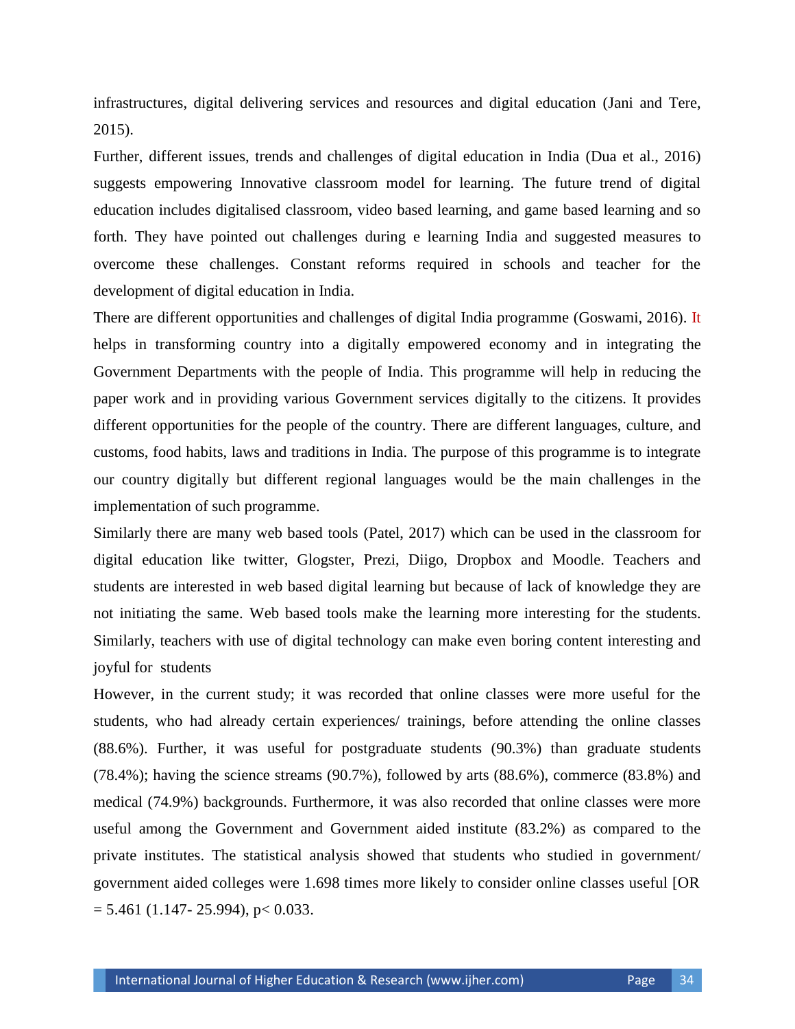infrastructures, digital delivering services and resources and digital education (Jani and Tere, 2015).

Further, different issues, trends and challenges of digital education in India (Dua et al., 2016) suggests empowering Innovative classroom model for learning. The future trend of digital education includes digitalised classroom, video based learning, and game based learning and so forth. They have pointed out challenges during e learning India and suggested measures to overcome these challenges. Constant reforms required in schools and teacher for the development of digital education in India.

There are different opportunities and challenges of digital India programme (Goswami, 2016). It helps in transforming country into a digitally empowered economy and in integrating the Government Departments with the people of India. This programme will help in reducing the paper work and in providing various Government services digitally to the citizens. It provides different opportunities for the people of the country. There are different languages, culture, and customs, food habits, laws and traditions in India. The purpose of this programme is to integrate our country digitally but different regional languages would be the main challenges in the implementation of such programme.

Similarly there are many web based tools (Patel, 2017) which can be used in the classroom for digital education like twitter, Glogster, Prezi, Diigo, Dropbox and Moodle. Teachers and students are interested in web based digital learning but because of lack of knowledge they are not initiating the same. Web based tools make the learning more interesting for the students. Similarly, teachers with use of digital technology can make even boring content interesting and joyful for students

However, in the current study; it was recorded that online classes were more useful for the students, who had already certain experiences/ trainings, before attending the online classes (88.6%). Further, it was useful for postgraduate students (90.3%) than graduate students (78.4%); having the science streams (90.7%), followed by arts (88.6%), commerce (83.8%) and medical (74.9%) backgrounds. Furthermore, it was also recorded that online classes were more useful among the Government and Government aided institute (83.2%) as compared to the private institutes. The statistical analysis showed that students who studied in government/ government aided colleges were 1.698 times more likely to consider online classes useful [OR = 5.461 (1.147- 25.994), $p < 0.033$.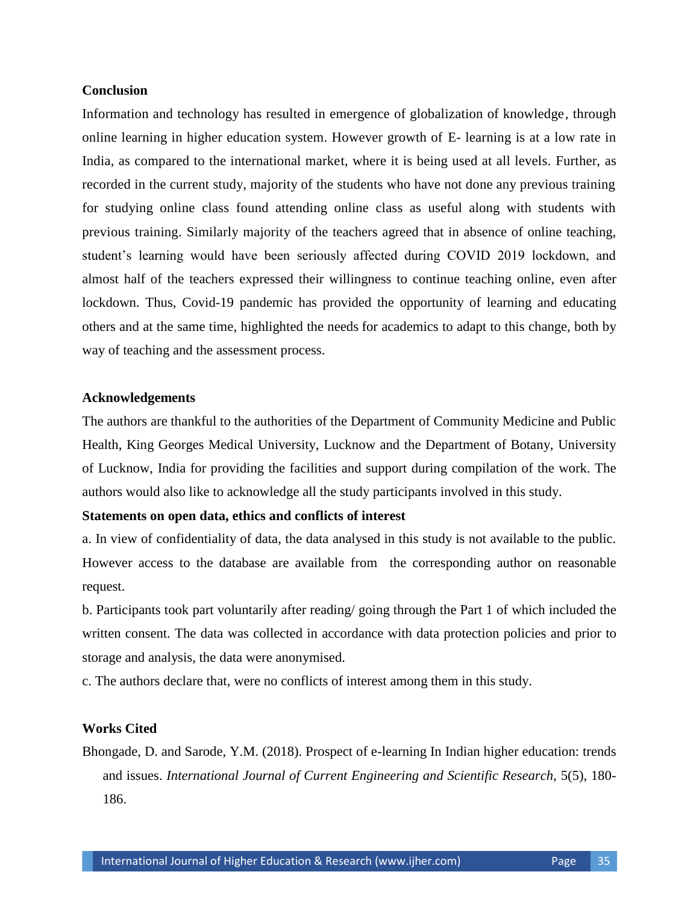## Conclusion

Information and technology has resulted in emergence of globalization of knowledge, through online learning in higher education system. However growth of E- learning is at a low rate in India, as compared to the international market, where it is being used at all levels. Further, as recorded in the current study, majority of the students who have not done any previous training for studying online class found attending online class as useful along with students with previous training. Similarly majority of the teachers agreed that in absence of online teaching, student's learning would have been seriously affected during COVID 2019 lockdown, and almost half of the teachers expressed their willingness to continue teaching online, even after lockdown. Thus, Covid-19 pandemic has provided the opportunity of learning and educating others and at the same time, highlighted the needs for academics to adapt to this change, both by way of teaching and the assessment process.

## Acknowledgements

The authors are thankful to the authorities of the Department of Community Medicine and Public Health, King Georges Medical University, Lucknow and the Department of Botany, University of Lucknow, India for providing the facilities and support during compilation of the work. The authors would also like to acknowledge all the study participants involved in this study.

## Statements on open data, ethics and conflicts of interest

a. In view of confidentiality of data, the data analysed in this study is not available to the public. However access to the database are available from the corresponding author on reasonable request.

b. Participants took part voluntarily after reading/ going through the Part 1 of which included the written consent. The data was collected in accordance with data protection policies and prior to storage and analysis, the data were anonymised.

c. The authors declare that, were no conflicts of interest among them in this study.

## Works Cited

Bhongade, D. and Sarode, Y.M. (2018). Prospect of e-learning In Indian higher education: trends and issues. *International Journal of Current Engineering and Scientific Research*, 5(5), 180-186.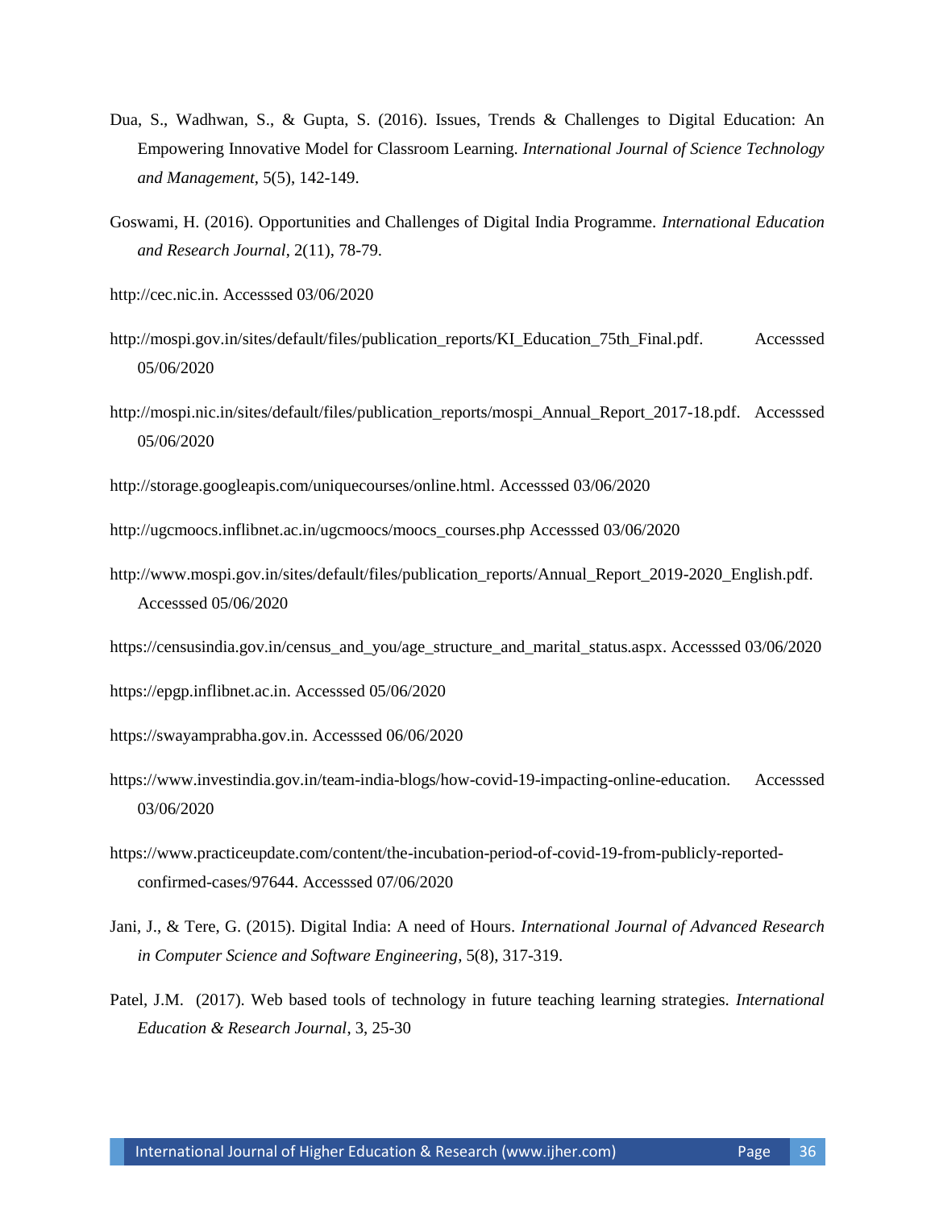Dua, S., Wadhwan, S., & Gupta, S. (2016). Issues, Trends & Challenges to Digital Education: An Empowering Innovative Model for Classroom Learning. *International Journal of Science Technology and Management*, 5(5), 142-149.

Goswami, H. (2016). Opportunities and Challenges of Digital India Programme. *International Education and Research Journal*, 2(11), 78-79.

http://cec.nic.in. Accesssed 03/06/2020

http://mospi.gov.in/sites/default/files/publication_reports/KI_Education_75th_Final.pdf. Accesssed 05/06/2020

http://mospi.nic.in/sites/default/files/publication_reports/mospi_Annual_Report_2017-18.pdf. Accesssed 05/06/2020

http://storage.googleapis.com/uniquecourses/online.html. Accesssed 03/06/2020

http://ugcmoocs.inflibnet.ac.in/ugcmoocs/moocs_courses.php Accesssed 03/06/2020

http://www.mospi.gov.in/sites/default/files/publication_reports/Annual_Report_2019-2020_English.pdf. Accesssed 05/06/2020

https://censusindia.gov.in/census_and_you/age_structure_and_marital_status.aspx. Accesssed 03/06/2020

https://epgp.inflibnet.ac.in. Accesssed 05/06/2020

https://swayamprabha.gov.in. Accesssed 06/06/2020

https://www.investindia.gov.in/team-india-blogs/how-covid-19-impacting-online-education. Accesssed 03/06/2020

https://www.practiceupdate.com/content/the-incubation-period-of-covid-19-from-publicly-reported-confirmed-cases/97644. Accesssed 07/06/2020

Jani, J., & Tere, G. (2015). Digital India: A need of Hours. *International Journal of Advanced Research in Computer Science and Software Engineering*, 5(8), 317-319.

Patel, J.M. (2017). Web based tools of technology in future teaching learning strategies. *International Education & Research Journal*, 3, 25-30